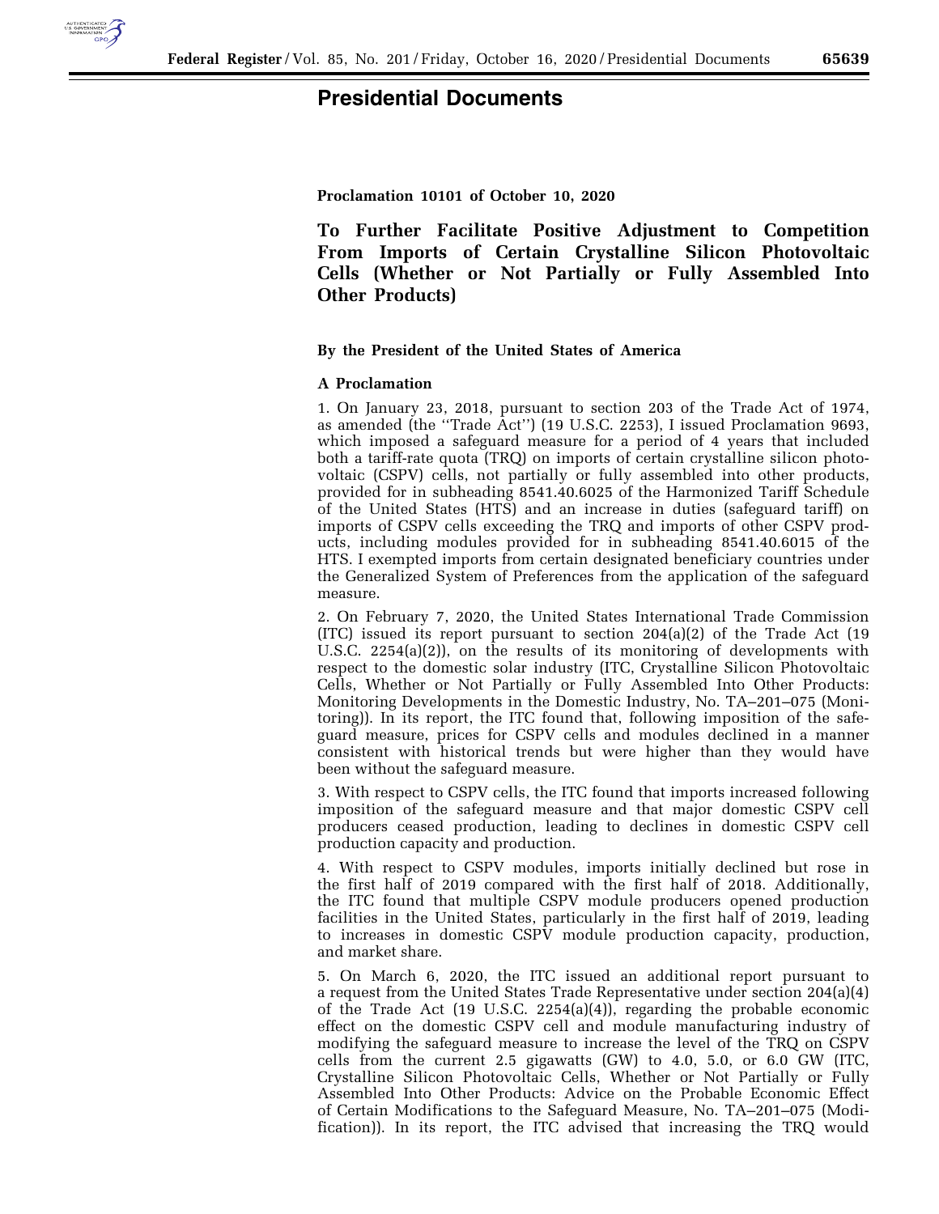# Presidential Documents

**Proclamation 10101 of October 10, 2020**

## To Further Facilitate Positive Adjustment to Competition From Imports of Certain Crystalline Silicon Photovoltaic Cells (Whether or Not Partially or Fully Assembled Into Other Products)

**By the President of the United States of America**

**A Proclamation**

1. On January 23, 2018, pursuant to section 203 of the Trade Act of 1974, as amended (the ''Trade Act'') (19 U.S.C. 2253), I issued Proclamation 9693, which imposed a safeguard measure for a period of 4 years that included both a tariff-rate quota (TRQ) on imports of certain crystalline silicon photovoltaic (CSPV) cells, not partially or fully assembled into other products, provided for in subheading 8541.40.6025 of the Harmonized Tariff Schedule of the United States (HTS) and an increase in duties (safeguard tariff) on imports of CSPV cells exceeding the TRQ and imports of other CSPV products, including modules provided for in subheading 8541.40.6015 of the HTS. I exempted imports from certain designated beneficiary countries under the Generalized System of Preferences from the application of the safeguard measure.

2. On February 7, 2020, the United States International Trade Commission (ITC) issued its report pursuant to section 204(a)(2) of the Trade Act (19 U.S.C. 2254(a)(2)), on the results of its monitoring of developments with respect to the domestic solar industry (ITC, Crystalline Silicon Photovoltaic Cells, Whether or Not Partially or Fully Assembled Into Other Products: Monitoring Developments in the Domestic Industry, No. TA–201–075 (Monitoring)). In its report, the ITC found that, following imposition of the safeguard measure, prices for CSPV cells and modules declined in a manner consistent with historical trends but were higher than they would have been without the safeguard measure.

3. With respect to CSPV cells, the ITC found that imports increased following imposition of the safeguard measure and that major domestic CSPV cell producers ceased production, leading to declines in domestic CSPV cell production capacity and production.

4. With respect to CSPV modules, imports initially declined but rose in the first half of 2019 compared with the first half of 2018. Additionally, the ITC found that multiple CSPV module producers opened production facilities in the United States, particularly in the first half of 2019, leading to increases in domestic CSPV module production capacity, production, and market share.

5. On March 6, 2020, the ITC issued an additional report pursuant to a request from the United States Trade Representative under section 204(a)(4) of the Trade Act (19 U.S.C. 2254(a)(4)), regarding the probable economic effect on the domestic CSPV cell and module manufacturing industry of modifying the safeguard measure to increase the level of the TRQ on CSPV cells from the current 2.5 gigawatts (GW) to 4.0, 5.0, or 6.0 GW (ITC, Crystalline Silicon Photovoltaic Cells, Whether or Not Partially or Fully Assembled Into Other Products: Advice on the Probable Economic Effect of Certain Modifications to the Safeguard Measure, No. TA–201–075 (Modification)). In its report, the ITC advised that increasing the TRQ would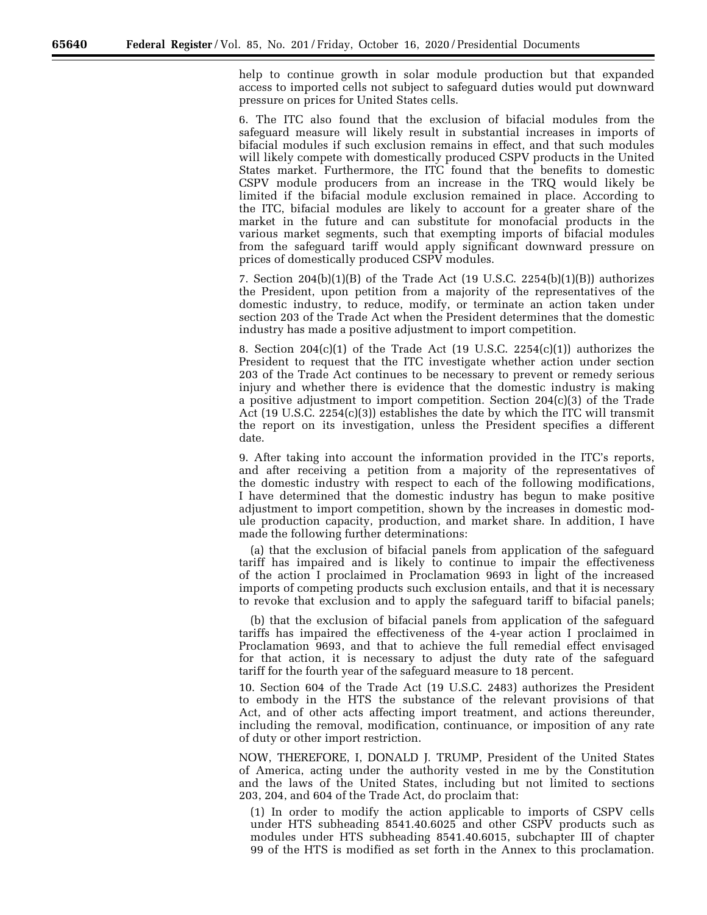help to continue growth in solar module production but that expanded access to imported cells not subject to safeguard duties would put downward pressure on prices for United States cells.

6. The ITC also found that the exclusion of bifacial modules from the safeguard measure will likely result in substantial increases in imports of bifacial modules if such exclusion remains in effect, and that such modules will likely compete with domestically produced CSPV products in the United States market. Furthermore, the ITC found that the benefits to domestic CSPV module producers from an increase in the TRQ would likely be limited if the bifacial module exclusion remained in place. According to the ITC, bifacial modules are likely to account for a greater share of the market in the future and can substitute for monofacial products in the various market segments, such that exempting imports of bifacial modules from the safeguard tariff would apply significant downward pressure on prices of domestically produced CSPV modules.

7. Section 204(b)(1)(B) of the Trade Act (19 U.S.C. 2254(b)(1)(B)) authorizes the President, upon petition from a majority of the representatives of the domestic industry, to reduce, modify, or terminate an action taken under section 203 of the Trade Act when the President determines that the domestic industry has made a positive adjustment to import competition.

8. Section 204(c)(1) of the Trade Act (19 U.S.C. 2254(c)(1)) authorizes the President to request that the ITC investigate whether action under section 203 of the Trade Act continues to be necessary to prevent or remedy serious injury and whether there is evidence that the domestic industry is making a positive adjustment to import competition. Section 204(c)(3) of the Trade Act (19 U.S.C. 2254(c)(3)) establishes the date by which the ITC will transmit the report on its investigation, unless the President specifies a different date.

9. After taking into account the information provided in the ITC's reports, and after receiving a petition from a majority of the representatives of the domestic industry with respect to each of the following modifications, I have determined that the domestic industry has begun to make positive adjustment to import competition, shown by the increases in domestic module production capacity, production, and market share. In addition, I have made the following further determinations:

(a) that the exclusion of bifacial panels from application of the safeguard tariff has impaired and is likely to continue to impair the effectiveness of the action I proclaimed in Proclamation 9693 in light of the increased imports of competing products such exclusion entails, and that it is necessary to revoke that exclusion and to apply the safeguard tariff to bifacial panels;

(b) that the exclusion of bifacial panels from application of the safeguard tariffs has impaired the effectiveness of the 4-year action I proclaimed in Proclamation 9693, and that to achieve the full remedial effect envisaged for that action, it is necessary to adjust the duty rate of the safeguard tariff for the fourth year of the safeguard measure to 18 percent.

10. Section 604 of the Trade Act (19 U.S.C. 2483) authorizes the President to embody in the HTS the substance of the relevant provisions of that Act, and of other acts affecting import treatment, and actions thereunder, including the removal, modification, continuance, or imposition of any rate of duty or other import restriction.

NOW, THEREFORE, I, DONALD J. TRUMP, President of the United States of America, acting under the authority vested in me by the Constitution and the laws of the United States, including but not limited to sections 203, 204, and 604 of the Trade Act, do proclaim that:

(1) In order to modify the action applicable to imports of CSPV cells under HTS subheading 8541.40.6025 and other CSPV products such as modules under HTS subheading 8541.40.6015, subchapter III of chapter 99 of the HTS is modified as set forth in the Annex to this proclamation.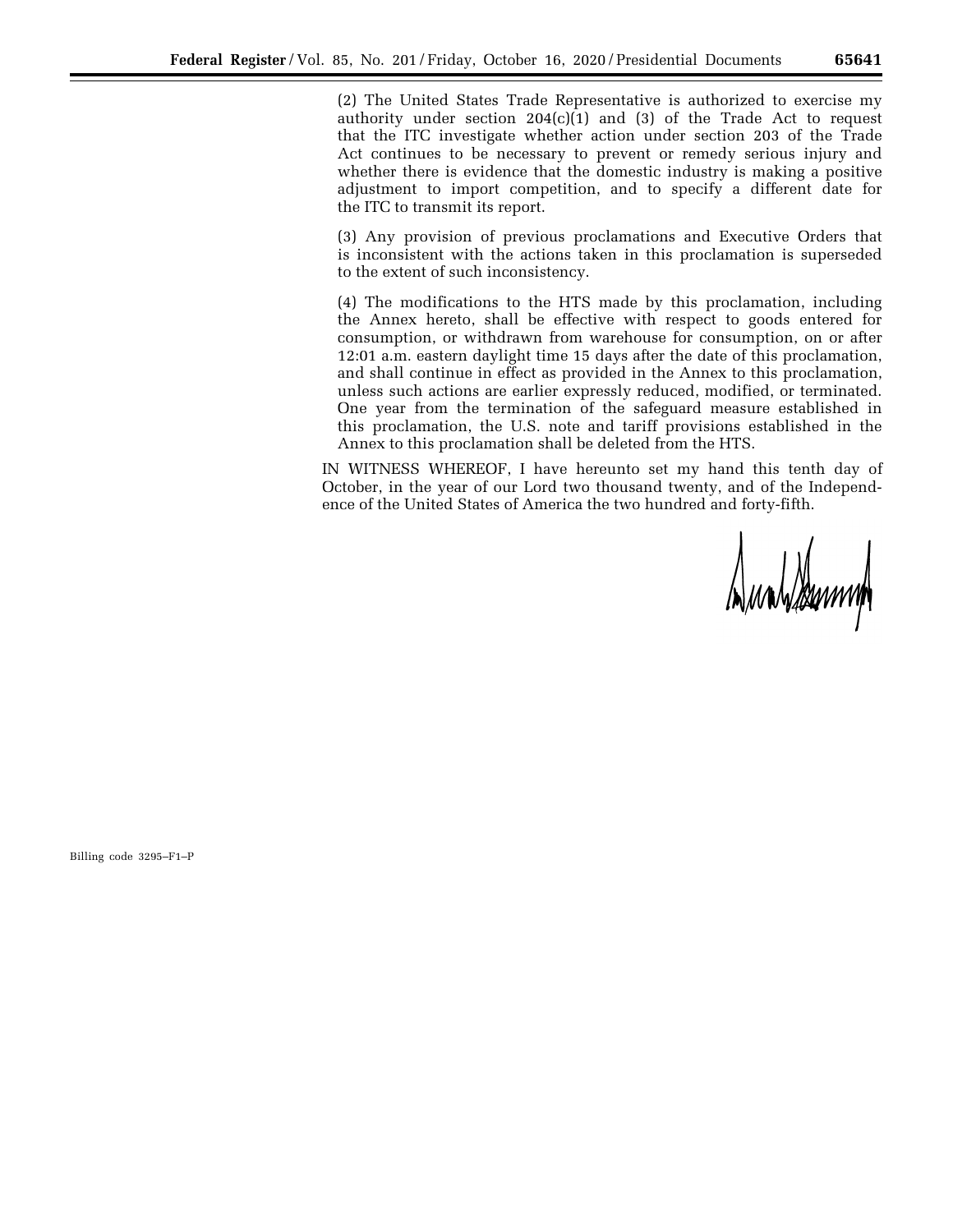(2) The United States Trade Representative is authorized to exercise my authority under section 204(c)(1) and (3) of the Trade Act to request that the ITC investigate whether action under section 203 of the Trade Act continues to be necessary to prevent or remedy serious injury and whether there is evidence that the domestic industry is making a positive adjustment to import competition, and to specify a different date for the ITC to transmit its report.

(3) Any provision of previous proclamations and Executive Orders that is inconsistent with the actions taken in this proclamation is superseded to the extent of such inconsistency.

(4) The modifications to the HTS made by this proclamation, including the Annex hereto, shall be effective with respect to goods entered for consumption, or withdrawn from warehouse for consumption, on or after 12:01 a.m. eastern daylight time 15 days after the date of this proclamation, and shall continue in effect as provided in the Annex to this proclamation, unless such actions are earlier expressly reduced, modified, or terminated. One year from the termination of the safeguard measure established in this proclamation, the U.S. note and tariff provisions established in the Annex to this proclamation shall be deleted from the HTS.

IN WITNESS WHEREOF, I have hereunto set my hand this tenth day of October, in the year of our Lord two thousand twenty, and of the Independence of the United States of America the two hundred and forty-fifth.

Billing code 3295–F1–P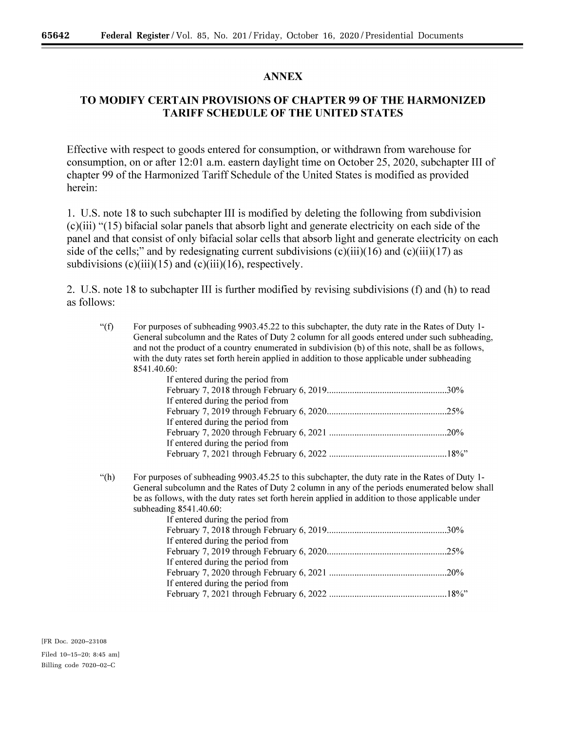# ANNEX

## TO MODIFY CERTAIN PROVISIONS OF CHAPTER 99 OF THE HARMONIZED TARIFF SCHEDULE OF THE UNITED STATES

Effective with respect to goods entered for consumption, or withdrawn from warehouse for consumption, on or after 12:01 a.m. eastern daylight time on October 25, 2020, subchapter III of chapter 99 of the Harmonized Tariff Schedule of the United States is modified as provided herein:

1. U.S. note 18 to such subchapter III is modified by deleting the following from subdivision (c)(iii) "(15) bifacial solar panels that absorb light and generate electricity on each side of the panel and that consist of only bifacial solar cells that absorb light and generate electricity on each side of the cells;" and by redesignating current subdivisions (c)(iii)(16) and (c)(iii)(17) as subdivisions (c)(iii)(15) and (c)(iii)(16), respectively.

2. U.S. note 18 to subchapter III is further modified by revising subdivisions (f) and (h) to read as follows:

"(f) For purposes of subheading 9903.45.22 to this subchapter, the duty rate in the Rates of Duty 1-General subcolumn and the Rates of Duty 2 column for all goods entered under such subheading, and not the product of a country enumerated in subdivision (b) of this note, shall be as follows, with the duty rates set forth herein applied in addition to those applicable under subheading 8541.40.60:

If entered during the period from
February 7, 2018 through February 6, 2019....................................................30%
If entered during the period from
February 7, 2019 through February 6, 2020....................................................25%
If entered during the period from
February 7, 2020 through February 6, 2021 ...................................................20%
If entered during the period from
February 7, 2021 through February 6, 2022 ...................................................18%"

"(h) For purposes of subheading 9903.45.25 to this subchapter, the duty rate in the Rates of Duty 1-General subcolumn and the Rates of Duty 2 column in any of the periods enumerated below shall be as follows, with the duty rates set forth herein applied in addition to those applicable under subheading 8541.40.60:

If entered during the period from
February 7, 2018 through February 6, 2019....................................................30%
If entered during the period from
February 7, 2019 through February 6, 2020....................................................25%
If entered during the period from
February 7, 2020 through February 6, 2021 ...................................................20%
If entered during the period from
February 7, 2021 through February 6, 2022 ...................................................18%"

[FR Doc. 2020–23108
Filed 10–15–20; 8:45 am]
Billing code 7020–02–C